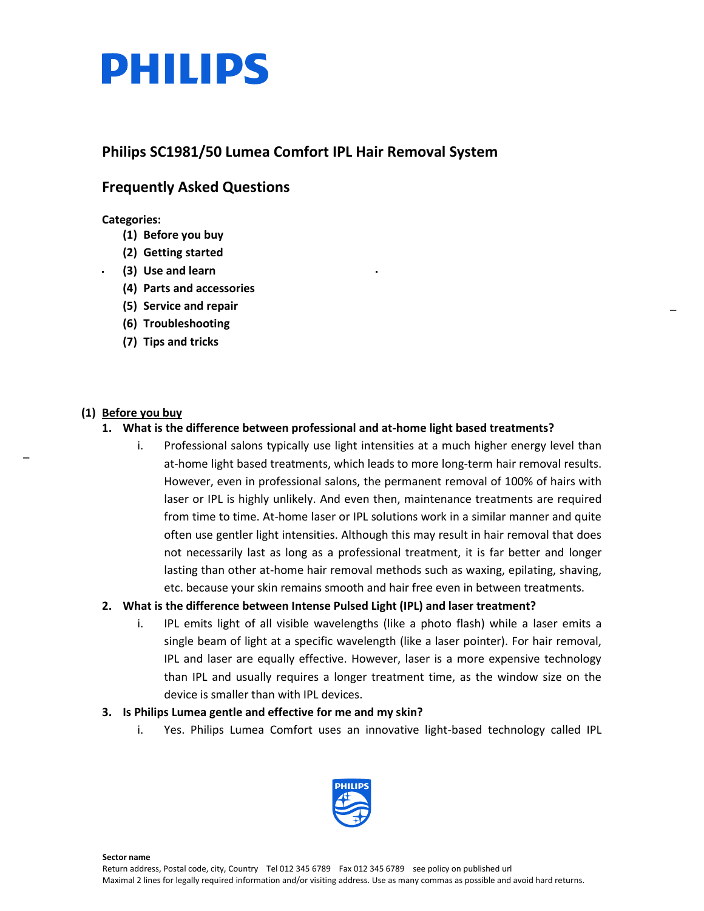# PHILIPS

## Philips SC1981/50 Lumea Comfort IPL Hair Removal System

## Frequently Asked Questions

**Categories:**

- **(1) Before you buy**
- **(2) Getting started**
- **(3) Use and learn**
- **(4) Parts and accessories**
- **(5) Service and repair**
- **(6) Troubleshooting**
- **(7) Tips and tricks**

### (1) Before you buy

**1. What is the difference between professional and at-home light based treatments?**

i. Professional salons typically use light intensities at a much higher energy level than at-home light based treatments, which leads to more long-term hair removal results. However, even in professional salons, the permanent removal of 100% of hairs with laser or IPL is highly unlikely. And even then, maintenance treatments are required from time to time. At-home laser or IPL solutions work in a similar manner and quite often use gentler light intensities. Although this may result in hair removal that does not necessarily last as long as a professional treatment, it is far better and longer lasting than other at-home hair removal methods such as waxing, epilating, shaving, etc. because your skin remains smooth and hair free even in between treatments.

**2. What is the difference between Intense Pulsed Light (IPL) and laser treatment?**

i. IPL emits light of all visible wavelengths (like a photo flash) while a laser emits a single beam of light at a specific wavelength (like a laser pointer). For hair removal, IPL and laser are equally effective. However, laser is a more expensive technology than IPL and usually requires a longer treatment time, as the window size on the device is smaller than with IPL devices.

**3. Is Philips Lumea gentle and effective for me and my skin?**

i. Yes. Philips Lumea Comfort uses an innovative light-based technology called IPL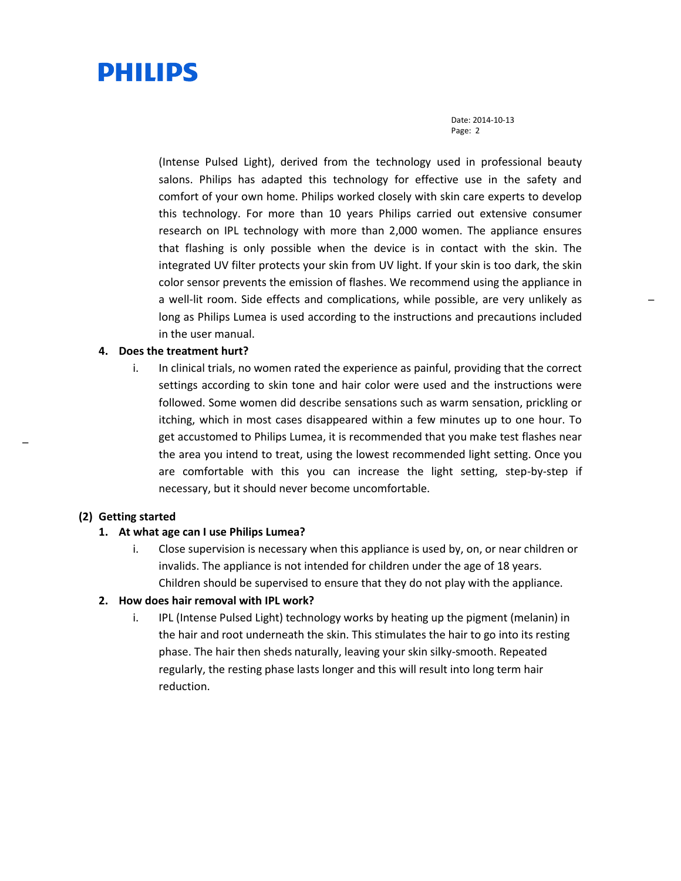(Intense Pulsed Light), derived from the technology used in professional beauty salons. Philips has adapted this technology for effective use in the safety and comfort of your own home. Philips worked closely with skin care experts to develop this technology. For more than 10 years Philips carried out extensive consumer research on IPL technology with more than 2,000 women. The appliance ensures that flashing is only possible when the device is in contact with the skin. The integrated UV filter protects your skin from UV light. If your skin is too dark, the skin color sensor prevents the emission of flashes. We recommend using the appliance in a well-lit room. Side effects and complications, while possible, are very unlikely as long as Philips Lumea is used according to the instructions and precautions included in the user manual.

**4. Does the treatment hurt?**

i. In clinical trials, no women rated the experience as painful, providing that the correct settings according to skin tone and hair color were used and the instructions were followed. Some women did describe sensations such as warm sensation, prickling or itching, which in most cases disappeared within a few minutes up to one hour. To get accustomed to Philips Lumea, it is recommended that you make test flashes near the area you intend to treat, using the lowest recommended light setting. Once you are comfortable with this you can increase the light setting, step-by-step if necessary, but it should never become uncomfortable.

## (2) Getting started

**1. At what age can I use Philips Lumea?**

i. Close supervision is necessary when this appliance is used by, on, or near children or invalids. The appliance is not intended for children under the age of 18 years. Children should be supervised to ensure that they do not play with the appliance.

**2. How does hair removal with IPL work?**

i. IPL (Intense Pulsed Light) technology works by heating up the pigment (melanin) in the hair and root underneath the skin. This stimulates the hair to go into its resting phase. The hair then sheds naturally, leaving your skin silky-smooth. Repeated regularly, the resting phase lasts longer and this will result into long term hair reduction.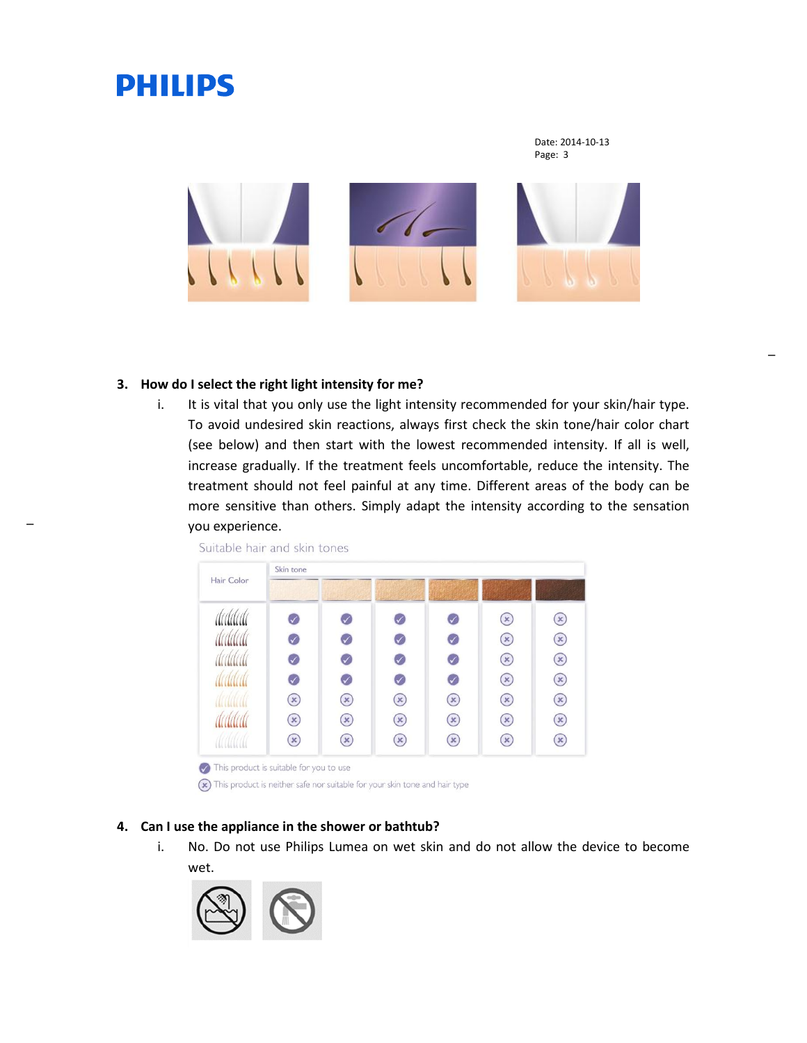Date: 2014-10-13

3. **How do I select the right light intensity for me?**
   i. It is vital that you only use the light intensity recommended for your skin/hair type. To avoid undesired skin reactions, always first check the skin tone/hair color chart (see below) and then start with the lowest recommended intensity. If all is well, increase gradually. If the treatment feels uncomfortable, reduce the intensity. The treatment should not feel painful at any time. Different areas of the body can be more sensitive than others. Simply adapt the intensity according to the sensation you experience.

Suitable hair and skin tones

| Hair Color | Skin tone | | | | | |
|---|---|---|---|---|---|---|
| | ✓ | ✓ | ✓ | ✓ | ✗ | ✗ |
| | ✓ | ✓ | ✓ | ✓ | ✗ | ✗ |
| | ✓ | ✓ | ✓ | ✓ | ✗ | ✗ |
| | ✓ | ✓ | ✓ | ✓ | ✗ | ✗ |
| | ✗ | ✗ | ✗ | ✗ | ✗ | ✗ |
| | ✗ | ✗ | ✗ | ✗ | ✗ | ✗ |
| | ✗ | ✗ | ✗ | ✗ | ✗ | ✗ |

✓ This product is suitable for you to use

✗ This product is neither safe nor suitable for your skin tone and hair type

4. **Can I use the appliance in the shower or bathtub?**
   i. No. Do not use Philips Lumea on wet skin and do not allow the device to become wet.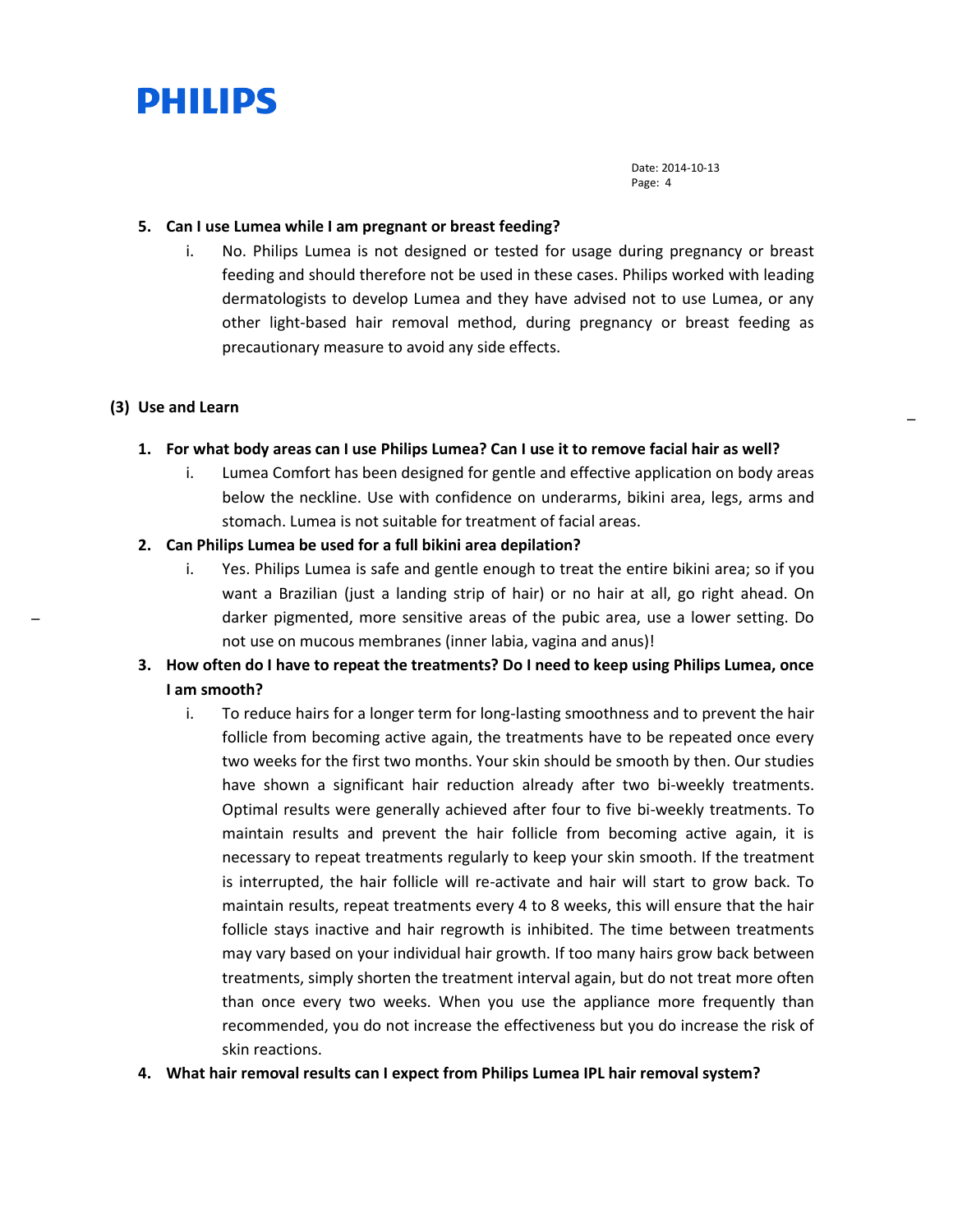5. **Can I use Lumea while I am pregnant or breast feeding?**
   i. No. Philips Lumea is not designed or tested for usage during pregnancy or breast feeding and should therefore not be used in these cases. Philips worked with leading dermatologists to develop Lumea and they have advised not to use Lumea, or any other light-based hair removal method, during pregnancy or breast feeding as precautionary measure to avoid any side effects.

## (3) Use and Learn

1. **For what body areas can I use Philips Lumea? Can I use it to remove facial hair as well?**
   i. Lumea Comfort has been designed for gentle and effective application on body areas below the neckline. Use with confidence on underarms, bikini area, legs, arms and stomach. Lumea is not suitable for treatment of facial areas.
2. **Can Philips Lumea be used for a full bikini area depilation?**
   i. Yes. Philips Lumea is safe and gentle enough to treat the entire bikini area; so if you want a Brazilian (just a landing strip of hair) or no hair at all, go right ahead. On darker pigmented, more sensitive areas of the pubic area, use a lower setting. Do not use on mucous membranes (inner labia, vagina and anus)!
3. **How often do I have to repeat the treatments? Do I need to keep using Philips Lumea, once I am smooth?**
   i. To reduce hairs for a longer term for long-lasting smoothness and to prevent the hair follicle from becoming active again, the treatments have to be repeated once every two weeks for the first two months. Your skin should be smooth by then. Our studies have shown a significant hair reduction already after two bi-weekly treatments. Optimal results were generally achieved after four to five bi-weekly treatments. To maintain results and prevent the hair follicle from becoming active again, it is necessary to repeat treatments regularly to keep your skin smooth. If the treatment is interrupted, the hair follicle will re-activate and hair will start to grow back. To maintain results, repeat treatments every 4 to 8 weeks, this will ensure that the hair follicle stays inactive and hair regrowth is inhibited. The time between treatments may vary based on your individual hair growth. If too many hairs grow back between treatments, simply shorten the treatment interval again, but do not treat more often than once every two weeks. When you use the appliance more frequently than recommended, you do not increase the effectiveness but you do increase the risk of skin reactions.
4. **What hair removal results can I expect from Philips Lumea IPL hair removal system?**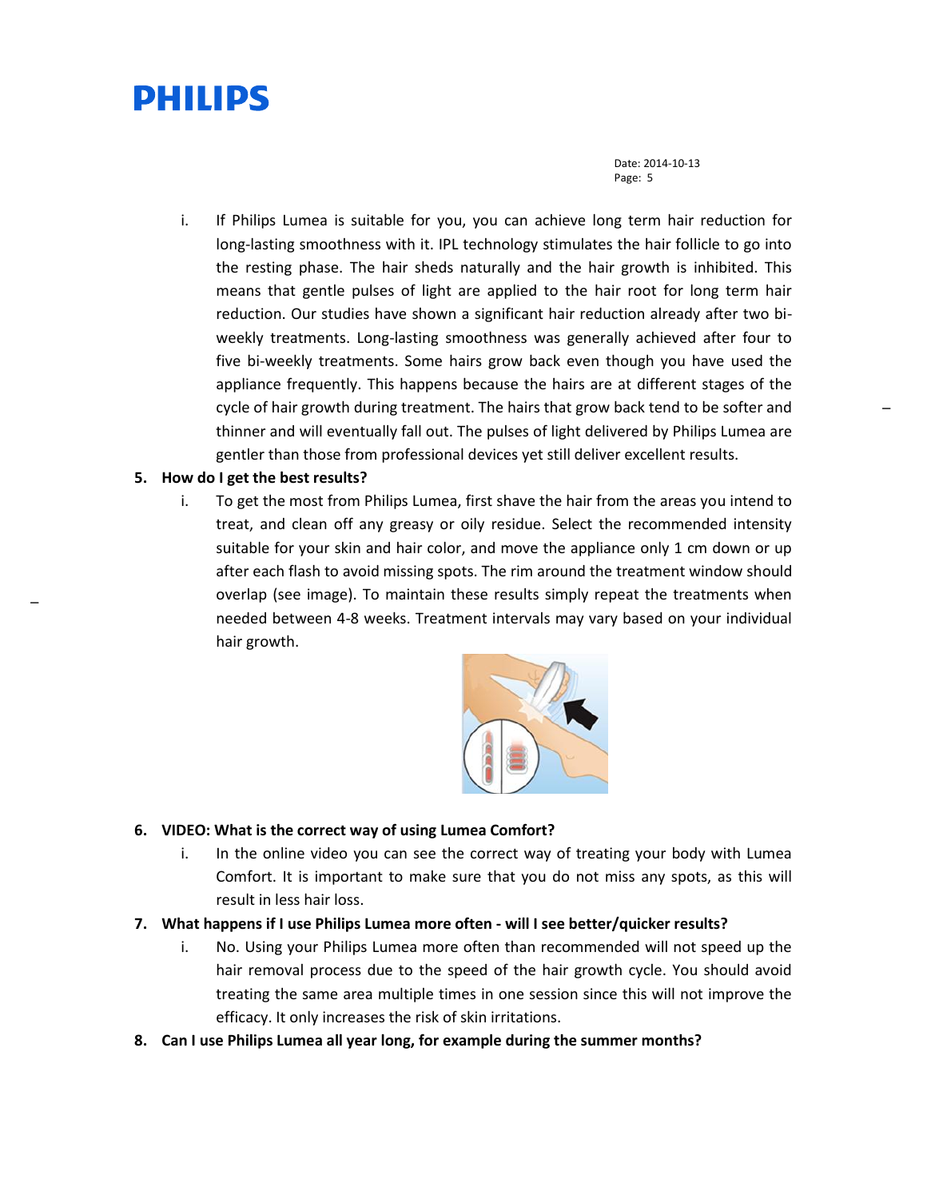i. If Philips Lumea is suitable for you, you can achieve long term hair reduction for long-lasting smoothness with it. IPL technology stimulates the hair follicle to go into the resting phase. The hair sheds naturally and the hair growth is inhibited. This means that gentle pulses of light are applied to the hair root for long term hair reduction. Our studies have shown a significant hair reduction already after two bi-weekly treatments. Long-lasting smoothness was generally achieved after four to five bi-weekly treatments. Some hairs grow back even though you have used the appliance frequently. This happens because the hairs are at different stages of the cycle of hair growth during treatment. The hairs that grow back tend to be softer and thinner and will eventually fall out. The pulses of light delivered by Philips Lumea are gentler than those from professional devices yet still deliver excellent results.

5. **How do I get the best results?**

   i. To get the most from Philips Lumea, first shave the hair from the areas you intend to treat, and clean off any greasy or oily residue. Select the recommended intensity suitable for your skin and hair color, and move the appliance only 1 cm down or up after each flash to avoid missing spots. The rim around the treatment window should overlap (see image). To maintain these results simply repeat the treatments when needed between 4-8 weeks. Treatment intervals may vary based on your individual hair growth.

6. **VIDEO: What is the correct way of using Lumea Comfort?**

   i. In the online video you can see the correct way of treating your body with Lumea Comfort. It is important to make sure that you do not miss any spots, as this will result in less hair loss.

7. **What happens if I use Philips Lumea more often - will I see better/quicker results?**

   i. No. Using your Philips Lumea more often than recommended will not speed up the hair removal process due to the speed of the hair growth cycle. You should avoid treating the same area multiple times in one session since this will not improve the efficacy. It only increases the risk of skin irritations.

8. **Can I use Philips Lumea all year long, for example during the summer months?**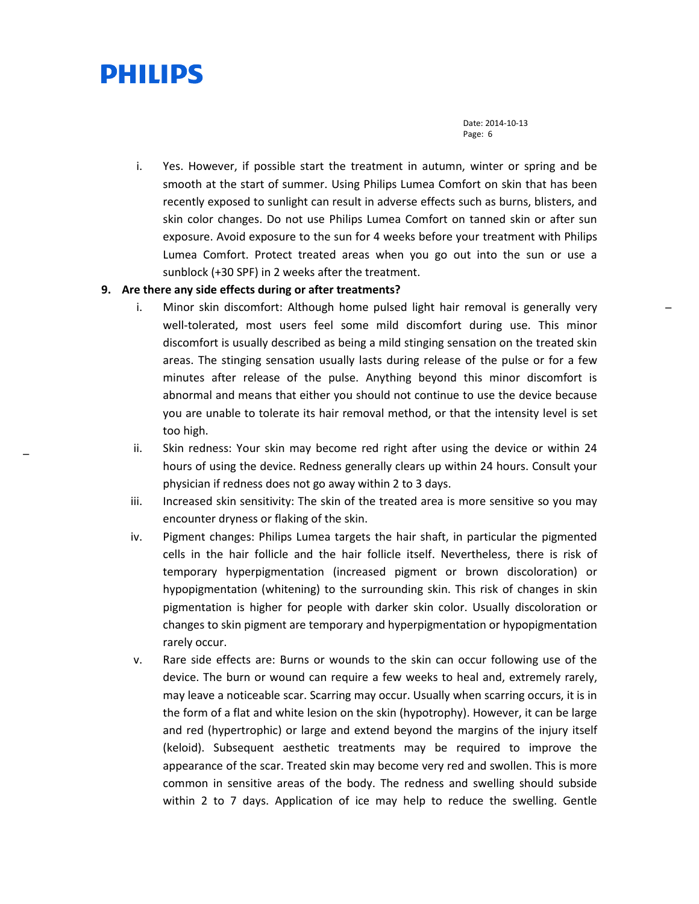i. Yes. However, if possible start the treatment in autumn, winter or spring and be smooth at the start of summer. Using Philips Lumea Comfort on skin that has been recently exposed to sunlight can result in adverse effects such as burns, blisters, and skin color changes. Do not use Philips Lumea Comfort on tanned skin or after sun exposure. Avoid exposure to the sun for 4 weeks before your treatment with Philips Lumea Comfort. Protect treated areas when you go out into the sun or use a sunblock (+30 SPF) in 2 weeks after the treatment.

**9. Are there any side effects during or after treatments?**

i. Minor skin discomfort: Although home pulsed light hair removal is generally very well-tolerated, most users feel some mild discomfort during use. This minor discomfort is usually described as being a mild stinging sensation on the treated skin areas. The stinging sensation usually lasts during release of the pulse or for a few minutes after release of the pulse. Anything beyond this minor discomfort is abnormal and means that either you should not continue to use the device because you are unable to tolerate its hair removal method, or that the intensity level is set too high.

ii. Skin redness: Your skin may become red right after using the device or within 24 hours of using the device. Redness generally clears up within 24 hours. Consult your physician if redness does not go away within 2 to 3 days.

iii. Increased skin sensitivity: The skin of the treated area is more sensitive so you may encounter dryness or flaking of the skin.

iv. Pigment changes: Philips Lumea targets the hair shaft, in particular the pigmented cells in the hair follicle and the hair follicle itself. Nevertheless, there is risk of temporary hyperpigmentation (increased pigment or brown discoloration) or hypopigmentation (whitening) to the surrounding skin. This risk of changes in skin pigmentation is higher for people with darker skin color. Usually discoloration or changes to skin pigment are temporary and hyperpigmentation or hypopigmentation rarely occur.

v. Rare side effects are: Burns or wounds to the skin can occur following use of the device. The burn or wound can require a few weeks to heal and, extremely rarely, may leave a noticeable scar. Scarring may occur. Usually when scarring occurs, it is in the form of a flat and white lesion on the skin (hypotrophy). However, it can be large and red (hypertrophic) or large and extend beyond the margins of the injury itself (keloid). Subsequent aesthetic treatments may be required to improve the appearance of the scar. Treated skin may become very red and swollen. This is more common in sensitive areas of the body. The redness and swelling should subside within 2 to 7 days. Application of ice may help to reduce the swelling. Gentle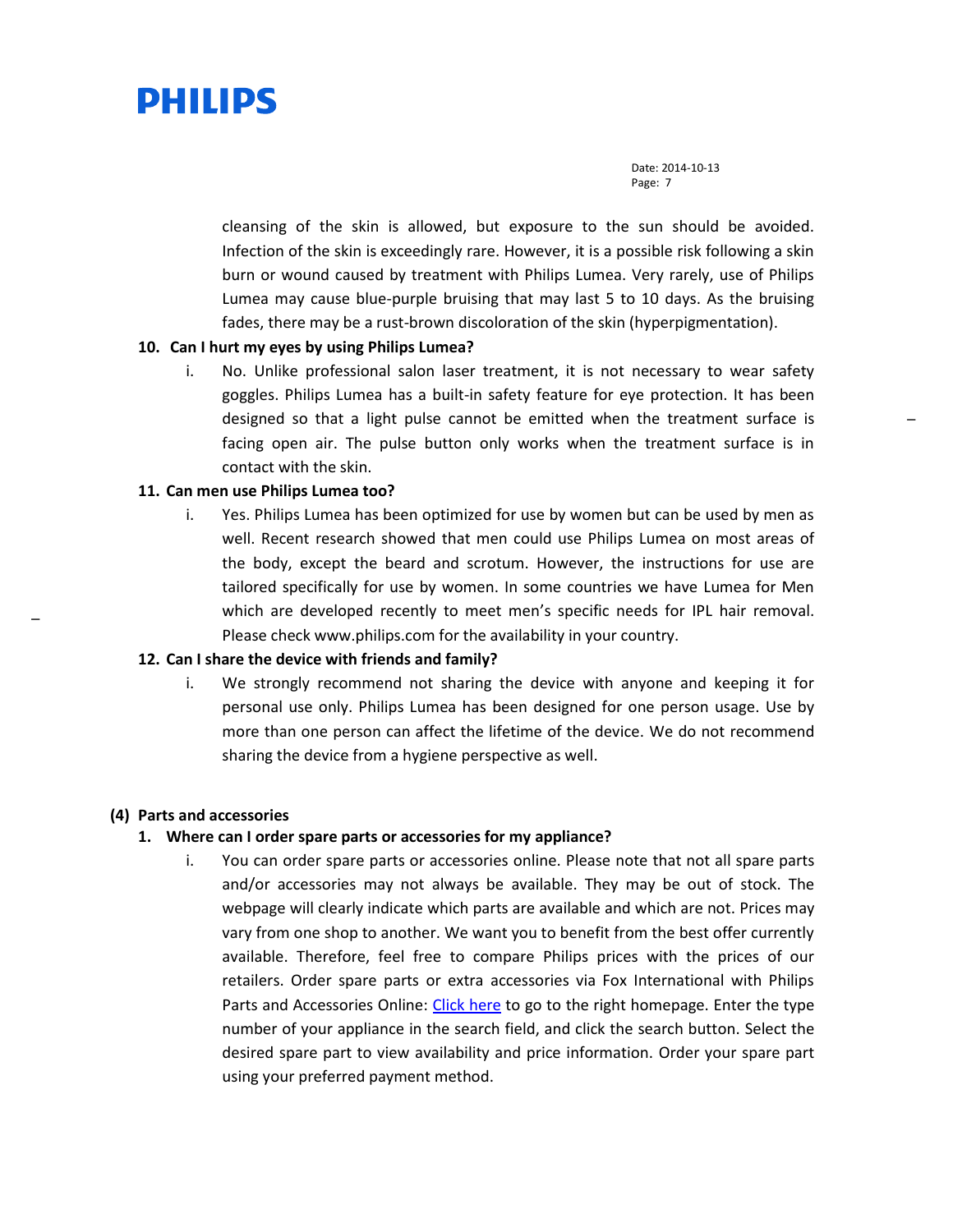cleansing of the skin is allowed, but exposure to the sun should be avoided. Infection of the skin is exceedingly rare. However, it is a possible risk following a skin burn or wound caused by treatment with Philips Lumea. Very rarely, use of Philips Lumea may cause blue-purple bruising that may last 5 to 10 days. As the bruising fades, there may be a rust-brown discoloration of the skin (hyperpigmentation).

**10. Can I hurt my eyes by using Philips Lumea?**

i. No. Unlike professional salon laser treatment, it is not necessary to wear safety goggles. Philips Lumea has a built-in safety feature for eye protection. It has been designed so that a light pulse cannot be emitted when the treatment surface is facing open air. The pulse button only works when the treatment surface is in contact with the skin.

**11. Can men use Philips Lumea too?**

i. Yes. Philips Lumea has been optimized for use by women but can be used by men as well. Recent research showed that men could use Philips Lumea on most areas of the body, except the beard and scrotum. However, the instructions for use are tailored specifically for use by women. In some countries we have Lumea for Men which are developed recently to meet men's specific needs for IPL hair removal. Please check www.philips.com for the availability in your country.

**12. Can I share the device with friends and family?**

i. We strongly recommend not sharing the device with anyone and keeping it for personal use only. Philips Lumea has been designed for one person usage. Use by more than one person can affect the lifetime of the device. We do not recommend sharing the device from a hygiene perspective as well.

## (4) Parts and accessories

**1. Where can I order spare parts or accessories for my appliance?**

i. You can order spare parts or accessories online. Please note that not all spare parts and/or accessories may not always be available. They may be out of stock. The webpage will clearly indicate which parts are available and which are not. Prices may vary from one shop to another. We want you to benefit from the best offer currently available. Therefore, feel free to compare Philips prices with the prices of our retailers. Order spare parts or extra accessories via Fox International with Philips Parts and Accessories Online: Click here to go to the right homepage. Enter the type number of your appliance in the search field, and click the search button. Select the desired spare part to view availability and price information. Order your spare part using your preferred payment method.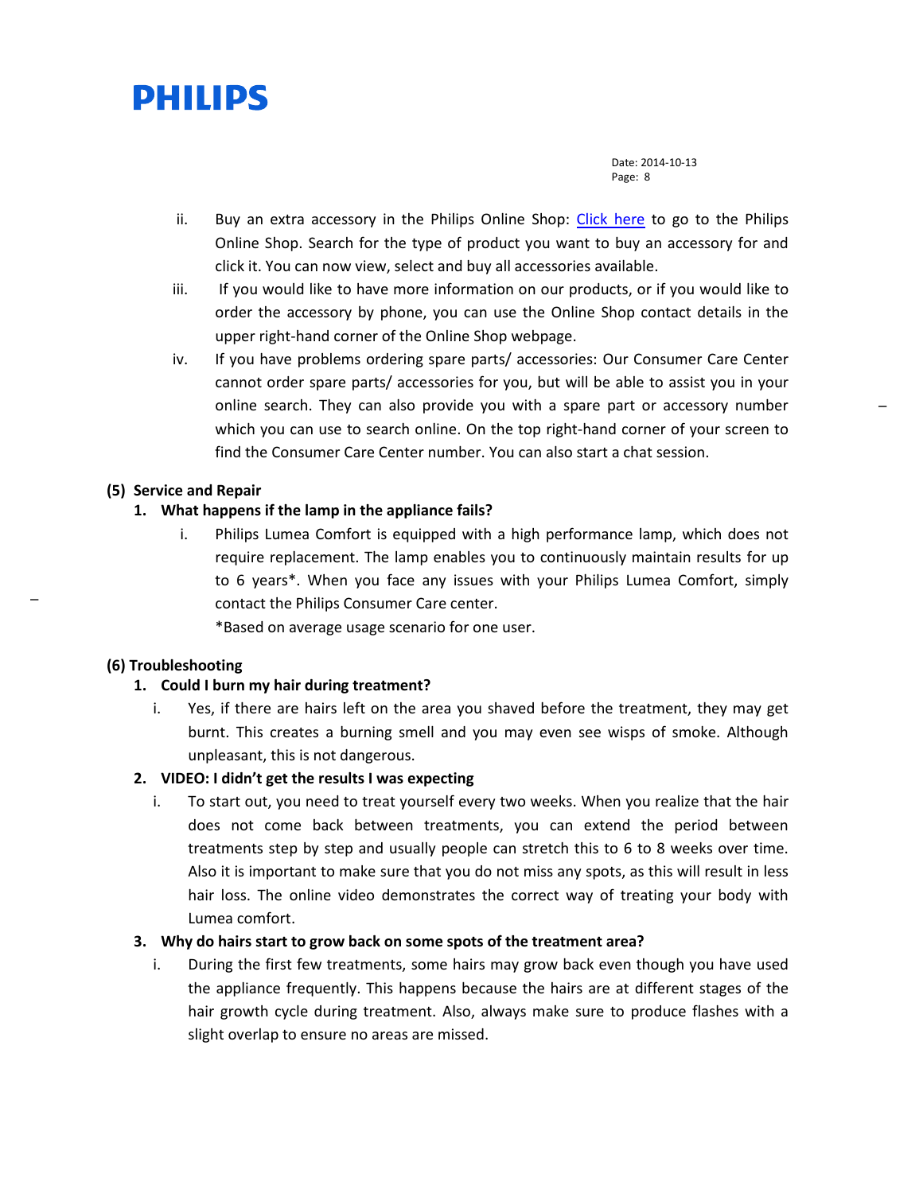ii. Buy an extra accessory in the Philips Online Shop: Click here to go to the Philips Online Shop. Search for the type of product you want to buy an accessory for and click it. You can now view, select and buy all accessories available.

iii. If you would like to have more information on our products, or if you would like to order the accessory by phone, you can use the Online Shop contact details in the upper right-hand corner of the Online Shop webpage.

iv. If you have problems ordering spare parts/ accessories: Our Consumer Care Center cannot order spare parts/ accessories for you, but will be able to assist you in your online search. They can also provide you with a spare part or accessory number which you can use to search online. On the top right-hand corner of your screen to find the Consumer Care Center number. You can also start a chat session.

**(5) Service and Repair**

**1. What happens if the lamp in the appliance fails?**

i. Philips Lumea Comfort is equipped with a high performance lamp, which does not require replacement. The lamp enables you to continuously maintain results for up to 6 years*. When you face any issues with your Philips Lumea Comfort, simply contact the Philips Consumer Care center.

*Based on average usage scenario for one user.

**(6) Troubleshooting**

**1. Could I burn my hair during treatment?**

i. Yes, if there are hairs left on the area you shaved before the treatment, they may get burnt. This creates a burning smell and you may even see wisps of smoke. Although unpleasant, this is not dangerous.

**2. VIDEO: I didn't get the results I was expecting**

i. To start out, you need to treat yourself every two weeks. When you realize that the hair does not come back between treatments, you can extend the period between treatments step by step and usually people can stretch this to 6 to 8 weeks over time. Also it is important to make sure that you do not miss any spots, as this will result in less hair loss. The online video demonstrates the correct way of treating your body with Lumea comfort.

**3. Why do hairs start to grow back on some spots of the treatment area?**

i. During the first few treatments, some hairs may grow back even though you have used the appliance frequently. This happens because the hairs are at different stages of the hair growth cycle during treatment. Also, always make sure to produce flashes with a slight overlap to ensure no areas are missed.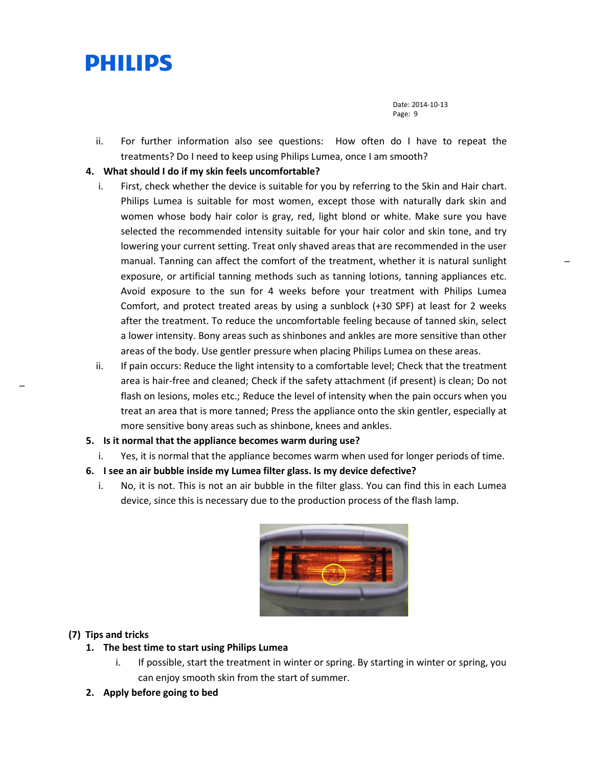ii. For further information also see questions: How often do I have to repeat the treatments? Do I need to keep using Philips Lumea, once I am smooth?

**4. What should I do if my skin feels uncomfortable?**

i. First, check whether the device is suitable for you by referring to the Skin and Hair chart. Philips Lumea is suitable for most women, except those with naturally dark skin and women whose body hair color is gray, red, light blond or white. Make sure you have selected the recommended intensity suitable for your hair color and skin tone, and try lowering your current setting. Treat only shaved areas that are recommended in the user manual. Tanning can affect the comfort of the treatment, whether it is natural sunlight exposure, or artificial tanning methods such as tanning lotions, tanning appliances etc. Avoid exposure to the sun for 4 weeks before your treatment with Philips Lumea Comfort, and protect treated areas by using a sunblock (+30 SPF) at least for 2 weeks after the treatment. To reduce the uncomfortable feeling because of tanned skin, select a lower intensity. Bony areas such as shinbones and ankles are more sensitive than other areas of the body. Use gentler pressure when placing Philips Lumea on these areas.

ii. If pain occurs: Reduce the light intensity to a comfortable level; Check that the treatment area is hair-free and cleaned; Check if the safety attachment (if present) is clean; Do not flash on lesions, moles etc.; Reduce the level of intensity when the pain occurs when you treat an area that is more tanned; Press the appliance onto the skin gentler, especially at more sensitive bony areas such as shinbone, knees and ankles.

**5. Is it normal that the appliance becomes warm during use?**

i. Yes, it is normal that the appliance becomes warm when used for longer periods of time.

**6. I see an air bubble inside my Lumea filter glass. Is my device defective?**

i. No, it is not. This is not an air bubble in the filter glass. You can find this in each Lumea device, since this is necessary due to the production process of the flash lamp.

**(7) Tips and tricks**

**1. The best time to start using Philips Lumea**

i. If possible, start the treatment in winter or spring. By starting in winter or spring, you can enjoy smooth skin from the start of summer.

**2. Apply before going to bed**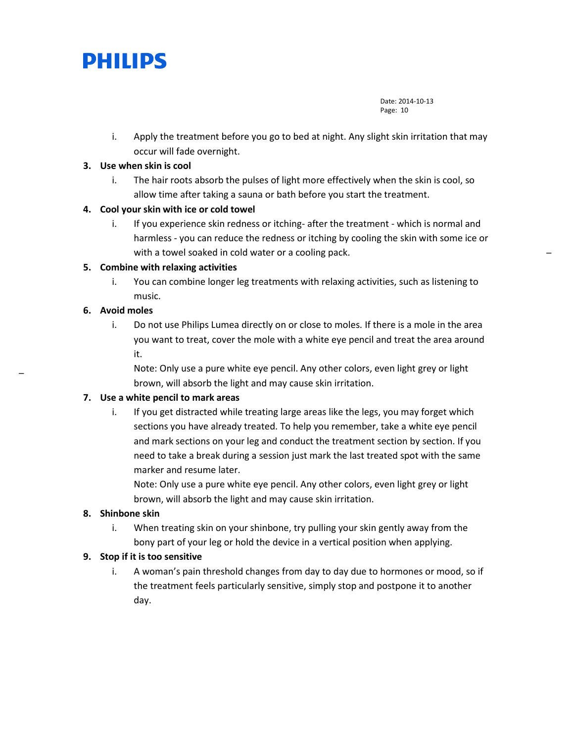i. Apply the treatment before you go to bed at night. Any slight skin irritation that may occur will fade overnight.

3. **Use when skin is cool**
   i. The hair roots absorb the pulses of light more effectively when the skin is cool, so allow time after taking a sauna or bath before you start the treatment.

4. **Cool your skin with ice or cold towel**
   i. If you experience skin redness or itching- after the treatment - which is normal and harmless - you can reduce the redness or itching by cooling the skin with some ice or with a towel soaked in cold water or a cooling pack.

5. **Combine with relaxing activities**
   i. You can combine longer leg treatments with relaxing activities, such as listening to music.

6. **Avoid moles**
   i. Do not use Philips Lumea directly on or close to moles. If there is a mole in the area you want to treat, cover the mole with a white eye pencil and treat the area around it.
   Note: Only use a pure white eye pencil. Any other colors, even light grey or light brown, will absorb the light and may cause skin irritation.

7. **Use a white pencil to mark areas**
   i. If you get distracted while treating large areas like the legs, you may forget which sections you have already treated. To help you remember, take a white eye pencil and mark sections on your leg and conduct the treatment section by section. If you need to take a break during a session just mark the last treated spot with the same marker and resume later.
   Note: Only use a pure white eye pencil. Any other colors, even light grey or light brown, will absorb the light and may cause skin irritation.

8. **Shinbone skin**
   i. When treating skin on your shinbone, try pulling your skin gently away from the bony part of your leg or hold the device in a vertical position when applying.

9. **Stop if it is too sensitive**
   i. A woman's pain threshold changes from day to day due to hormones or mood, so if the treatment feels particularly sensitive, simply stop and postpone it to another day.